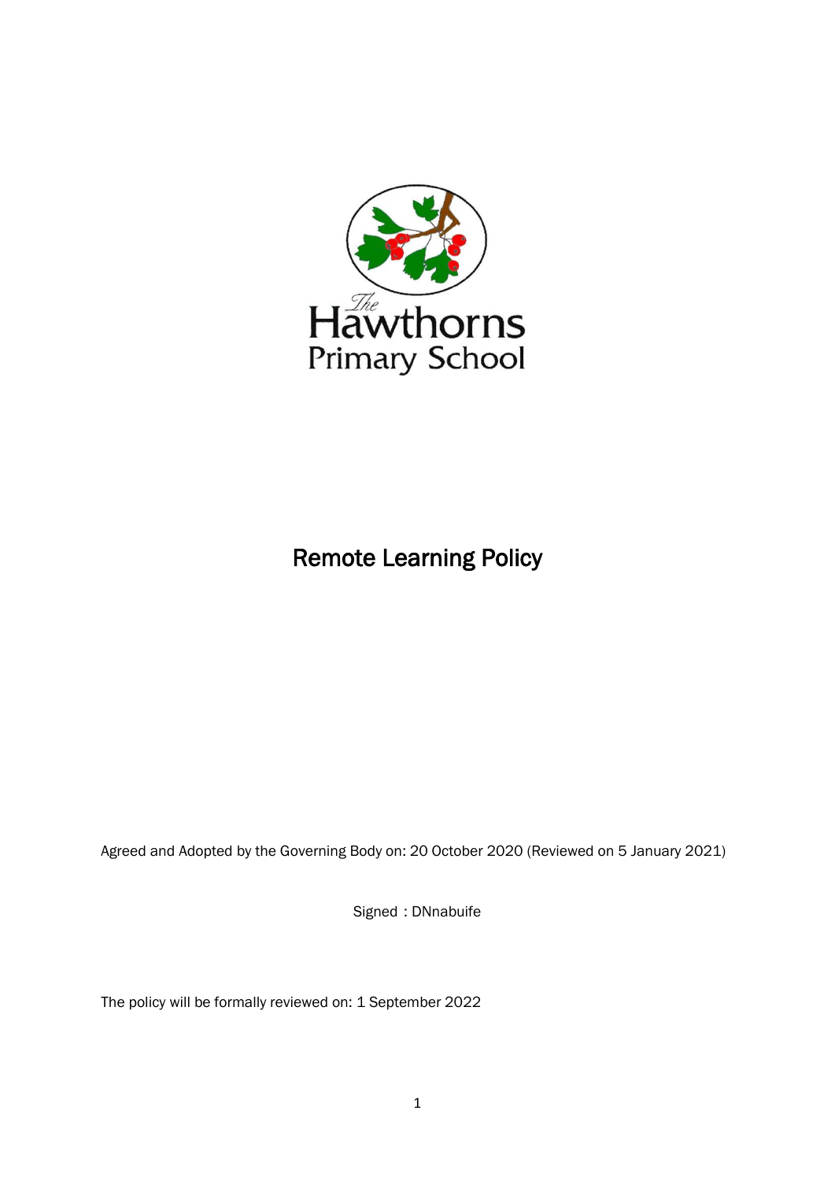The Hawthorns Primary School

# Remote Learning Policy

Agreed and Adopted by the Governing Body on: 20 October 2020 (Reviewed on 5 January 2021)

Signed : DNnabuife

The policy will be formally reviewed on: 1 September 2022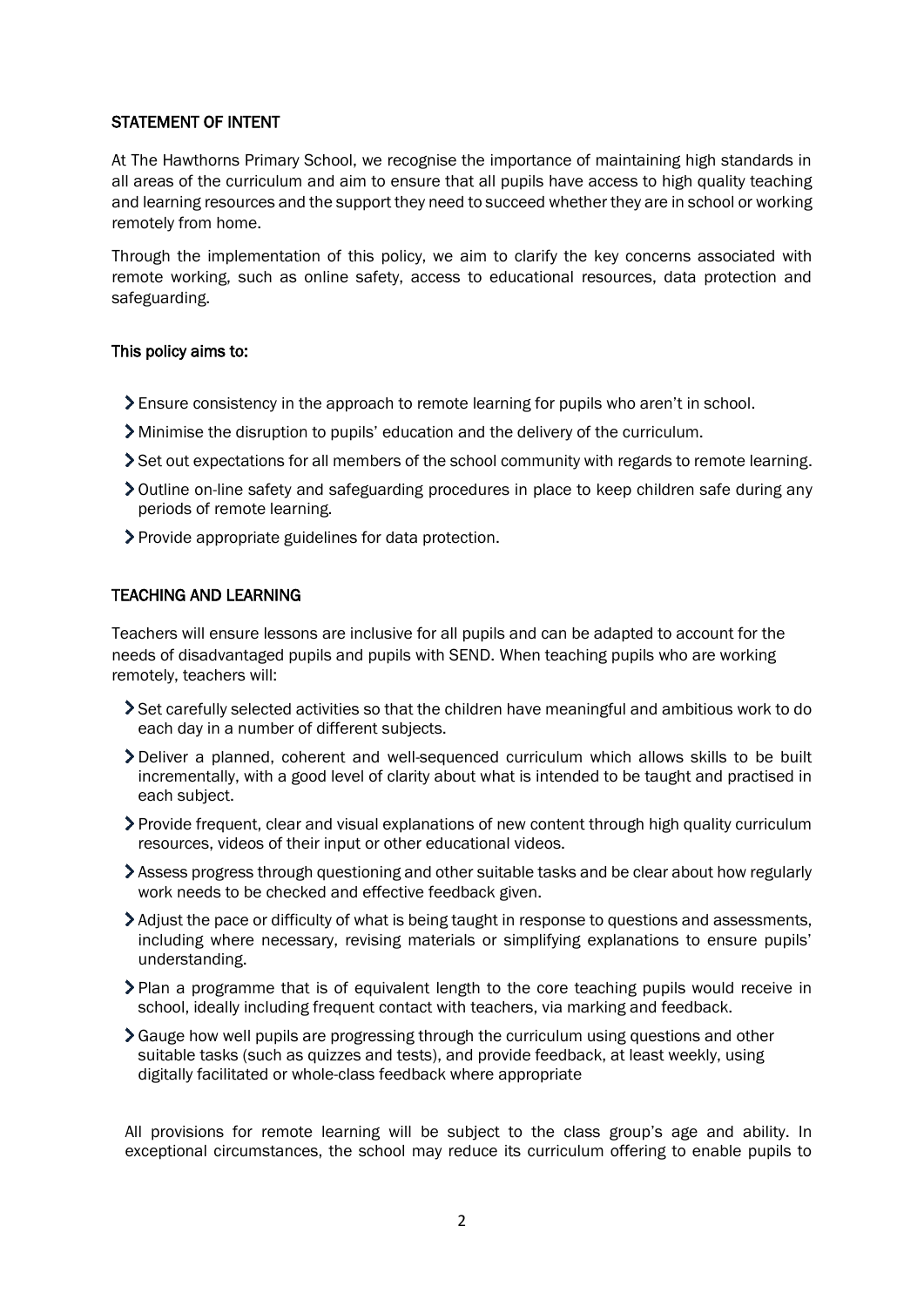## STATEMENT OF INTENT

At The Hawthorns Primary School, we recognise the importance of maintaining high standards in all areas of the curriculum and aim to ensure that all pupils have access to high quality teaching and learning resources and the support they need to succeed whether they are in school or working remotely from home.

Through the implementation of this policy, we aim to clarify the key concerns associated with remote working, such as online safety, access to educational resources, data protection and safeguarding.

### This policy aims to:

- Ensure consistency in the approach to remote learning for pupils who aren't in school.
- Minimise the disruption to pupils' education and the delivery of the curriculum.
- Set out expectations for all members of the school community with regards to remote learning.
- Outline on-line safety and safeguarding procedures in place to keep children safe during any periods of remote learning.
- Provide appropriate guidelines for data protection.

## TEACHING AND LEARNING

Teachers will ensure lessons are inclusive for all pupils and can be adapted to account for the needs of disadvantaged pupils and pupils with SEND. When teaching pupils who are working remotely, teachers will:

- Set carefully selected activities so that the children have meaningful and ambitious work to do each day in a number of different subjects.
- Deliver a planned, coherent and well-sequenced curriculum which allows skills to be built incrementally, with a good level of clarity about what is intended to be taught and practised in each subject.
- Provide frequent, clear and visual explanations of new content through high quality curriculum resources, videos of their input or other educational videos.
- Assess progress through questioning and other suitable tasks and be clear about how regularly work needs to be checked and effective feedback given.
- Adjust the pace or difficulty of what is being taught in response to questions and assessments, including where necessary, revising materials or simplifying explanations to ensure pupils' understanding.
- Plan a programme that is of equivalent length to the core teaching pupils would receive in school, ideally including frequent contact with teachers, via marking and feedback.
- Gauge how well pupils are progressing through the curriculum using questions and other suitable tasks (such as quizzes and tests), and provide feedback, at least weekly, using digitally facilitated or whole-class feedback where appropriate

All provisions for remote learning will be subject to the class group's age and ability. In exceptional circumstances, the school may reduce its curriculum offering to enable pupils to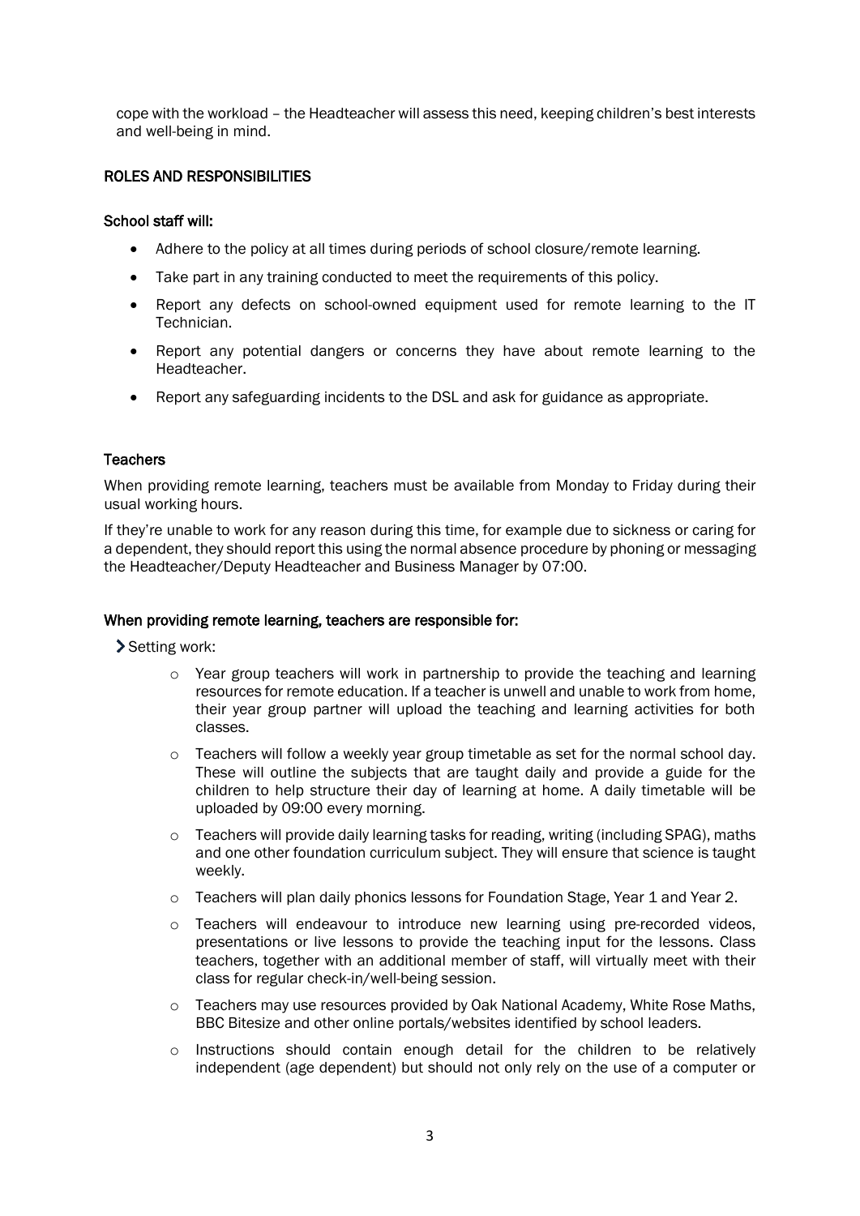cope with the workload – the Headteacher will assess this need, keeping children's best interests and well-being in mind.

## ROLES AND RESPONSIBILITIES

### School staff will:

- Adhere to the policy at all times during periods of school closure/remote learning.
- Take part in any training conducted to meet the requirements of this policy.
- Report any defects on school-owned equipment used for remote learning to the IT Technician.
- Report any potential dangers or concerns they have about remote learning to the Headteacher.
- Report any safeguarding incidents to the DSL and ask for guidance as appropriate.

### Teachers

When providing remote learning, teachers must be available from Monday to Friday during their usual working hours.

If they're unable to work for any reason during this time, for example due to sickness or caring for a dependent, they should report this using the normal absence procedure by phoning or messaging the Headteacher/Deputy Headteacher and Business Manager by 07:00.

### When providing remote learning, teachers are responsible for:

- Setting work:
  - Year group teachers will work in partnership to provide the teaching and learning resources for remote education. If a teacher is unwell and unable to work from home, their year group partner will upload the teaching and learning activities for both classes.
  - Teachers will follow a weekly year group timetable as set for the normal school day. These will outline the subjects that are taught daily and provide a guide for the children to help structure their day of learning at home. A daily timetable will be uploaded by 09:00 every morning.
  - Teachers will provide daily learning tasks for reading, writing (including SPAG), maths and one other foundation curriculum subject. They will ensure that science is taught weekly.
  - Teachers will plan daily phonics lessons for Foundation Stage, Year 1 and Year 2.
  - Teachers will endeavour to introduce new learning using pre-recorded videos, presentations or live lessons to provide the teaching input for the lessons. Class teachers, together with an additional member of staff, will virtually meet with their class for regular check-in/well-being session.
  - Teachers may use resources provided by Oak National Academy, White Rose Maths, BBC Bitesize and other online portals/websites identified by school leaders.
  - Instructions should contain enough detail for the children to be relatively independent (age dependent) but should not only rely on the use of a computer or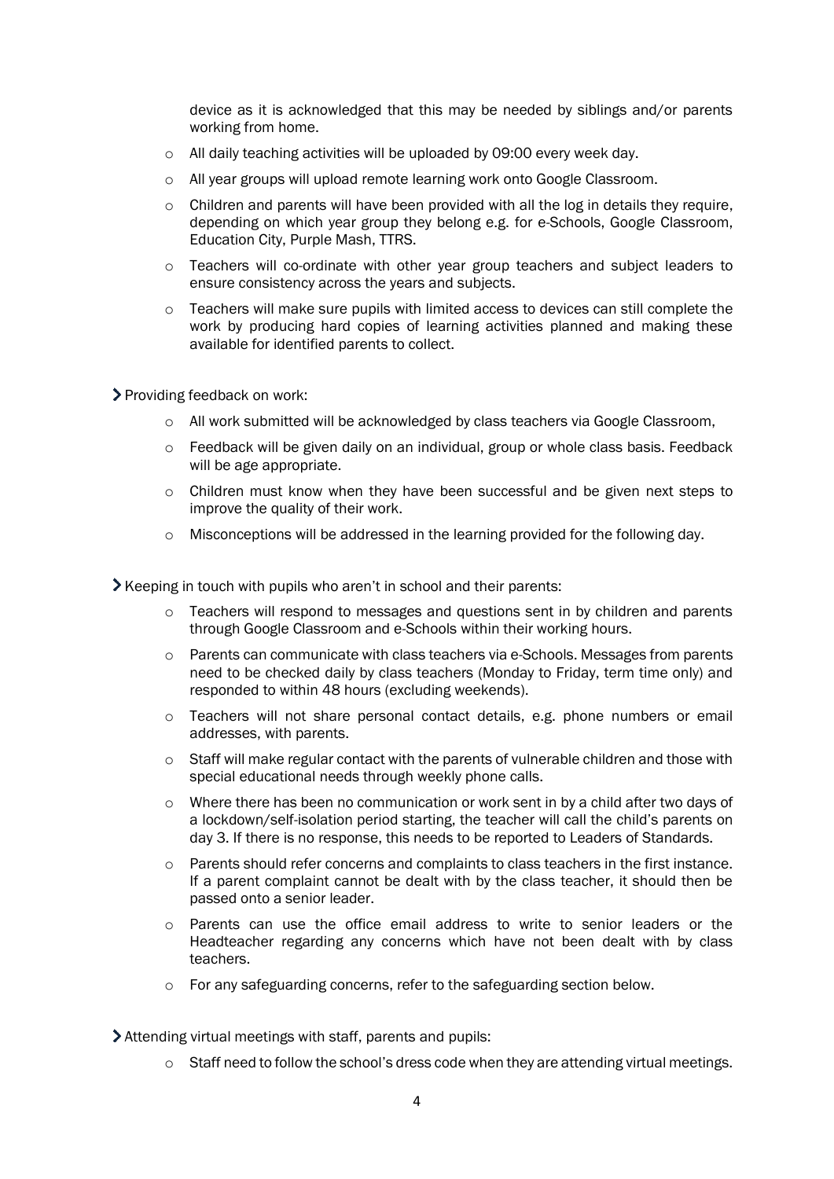device as it is acknowledged that this may be needed by siblings and/or parents working from home.

- All daily teaching activities will be uploaded by 09:00 every week day.
- All year groups will upload remote learning work onto Google Classroom.
- Children and parents will have been provided with all the log in details they require, depending on which year group they belong e.g. for e-Schools, Google Classroom, Education City, Purple Mash, TTRS.
- Teachers will co-ordinate with other year group teachers and subject leaders to ensure consistency across the years and subjects.
- Teachers will make sure pupils with limited access to devices can still complete the work by producing hard copies of learning activities planned and making these available for identified parents to collect.

> Providing feedback on work:

- All work submitted will be acknowledged by class teachers via Google Classroom,
- Feedback will be given daily on an individual, group or whole class basis. Feedback will be age appropriate.
- Children must know when they have been successful and be given next steps to improve the quality of their work.
- Misconceptions will be addressed in the learning provided for the following day.

> Keeping in touch with pupils who aren't in school and their parents:

- Teachers will respond to messages and questions sent in by children and parents through Google Classroom and e-Schools within their working hours.
- Parents can communicate with class teachers via e-Schools. Messages from parents need to be checked daily by class teachers (Monday to Friday, term time only) and responded to within 48 hours (excluding weekends).
- Teachers will not share personal contact details, e.g. phone numbers or email addresses, with parents.
- Staff will make regular contact with the parents of vulnerable children and those with special educational needs through weekly phone calls.
- Where there has been no communication or work sent in by a child after two days of a lockdown/self-isolation period starting, the teacher will call the child's parents on day 3. If there is no response, this needs to be reported to Leaders of Standards.
- Parents should refer concerns and complaints to class teachers in the first instance. If a parent complaint cannot be dealt with by the class teacher, it should then be passed onto a senior leader.
- Parents can use the office email address to write to senior leaders or the Headteacher regarding any concerns which have not been dealt with by class teachers.
- For any safeguarding concerns, refer to the safeguarding section below.

> Attending virtual meetings with staff, parents and pupils:

- Staff need to follow the school's dress code when they are attending virtual meetings.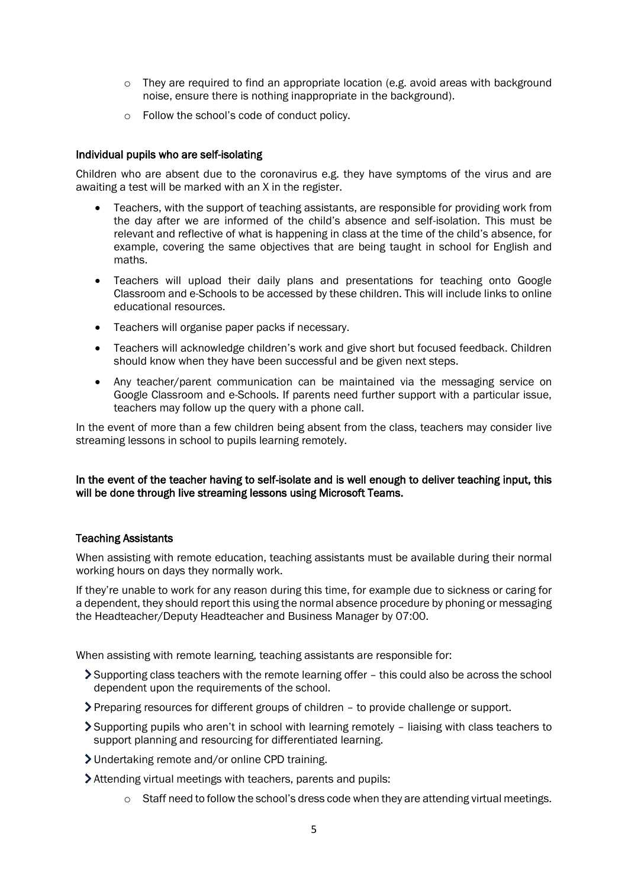- They are required to find an appropriate location (e.g. avoid areas with background noise, ensure there is nothing inappropriate in the background).
  - Follow the school's code of conduct policy.

### Individual pupils who are self-isolating

Children who are absent due to the coronavirus e.g. they have symptoms of the virus and are awaiting a test will be marked with an X in the register.

- Teachers, with the support of teaching assistants, are responsible for providing work from the day after we are informed of the child's absence and self-isolation. This must be relevant and reflective of what is happening in class at the time of the child's absence, for example, covering the same objectives that are being taught in school for English and maths.
- Teachers will upload their daily plans and presentations for teaching onto Google Classroom and e-Schools to be accessed by these children. This will include links to online educational resources.
- Teachers will organise paper packs if necessary.
- Teachers will acknowledge children's work and give short but focused feedback. Children should know when they have been successful and be given next steps.
- Any teacher/parent communication can be maintained via the messaging service on Google Classroom and e-Schools. If parents need further support with a particular issue, teachers may follow up the query with a phone call.

In the event of more than a few children being absent from the class, teachers may consider live streaming lessons in school to pupils learning remotely.

**In the event of the teacher having to self-isolate and is well enough to deliver teaching input, this will be done through live streaming lessons using Microsoft Teams.**

### Teaching Assistants

When assisting with remote education, teaching assistants must be available during their normal working hours on days they normally work.

If they're unable to work for any reason during this time, for example due to sickness or caring for a dependent, they should report this using the normal absence procedure by phoning or messaging the Headteacher/Deputy Headteacher and Business Manager by 07:00.

When assisting with remote learning, teaching assistants are responsible for:

- Supporting class teachers with the remote learning offer – this could also be across the school dependent upon the requirements of the school.
- Preparing resources for different groups of children – to provide challenge or support.
- Supporting pupils who aren't in school with learning remotely – liaising with class teachers to support planning and resourcing for differentiated learning.
- Undertaking remote and/or online CPD training.
- Attending virtual meetings with teachers, parents and pupils:
  - Staff need to follow the school's dress code when they are attending virtual meetings.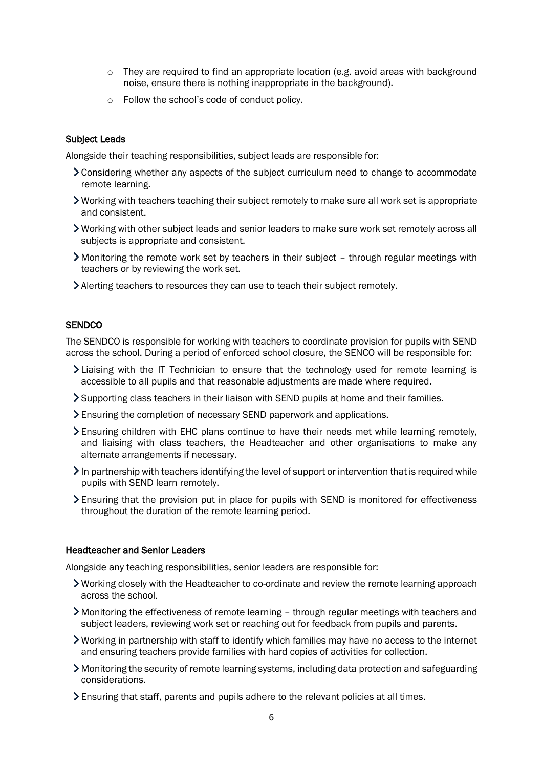- They are required to find an appropriate location (e.g. avoid areas with background noise, ensure there is nothing inappropriate in the background).
  - Follow the school's code of conduct policy.

#### Subject Leads

Alongside their teaching responsibilities, subject leads are responsible for:

- Considering whether any aspects of the subject curriculum need to change to accommodate remote learning.
- Working with teachers teaching their subject remotely to make sure all work set is appropriate and consistent.
- Working with other subject leads and senior leaders to make sure work set remotely across all subjects is appropriate and consistent.
- Monitoring the remote work set by teachers in their subject – through regular meetings with teachers or by reviewing the work set.
- Alerting teachers to resources they can use to teach their subject remotely.

#### SENDCO

The SENDCO is responsible for working with teachers to coordinate provision for pupils with SEND across the school. During a period of enforced school closure, the SENCO will be responsible for:

- Liaising with the IT Technician to ensure that the technology used for remote learning is accessible to all pupils and that reasonable adjustments are made where required.
- Supporting class teachers in their liaison with SEND pupils at home and their families.
- Ensuring the completion of necessary SEND paperwork and applications.
- Ensuring children with EHC plans continue to have their needs met while learning remotely, and liaising with class teachers, the Headteacher and other organisations to make any alternate arrangements if necessary.
- In partnership with teachers identifying the level of support or intervention that is required while pupils with SEND learn remotely.
- Ensuring that the provision put in place for pupils with SEND is monitored for effectiveness throughout the duration of the remote learning period.

#### Headteacher and Senior Leaders

Alongside any teaching responsibilities, senior leaders are responsible for:

- Working closely with the Headteacher to co-ordinate and review the remote learning approach across the school.
- Monitoring the effectiveness of remote learning – through regular meetings with teachers and subject leaders, reviewing work set or reaching out for feedback from pupils and parents.
- Working in partnership with staff to identify which families may have no access to the internet and ensuring teachers provide families with hard copies of activities for collection.
- Monitoring the security of remote learning systems, including data protection and safeguarding considerations.
- Ensuring that staff, parents and pupils adhere to the relevant policies at all times.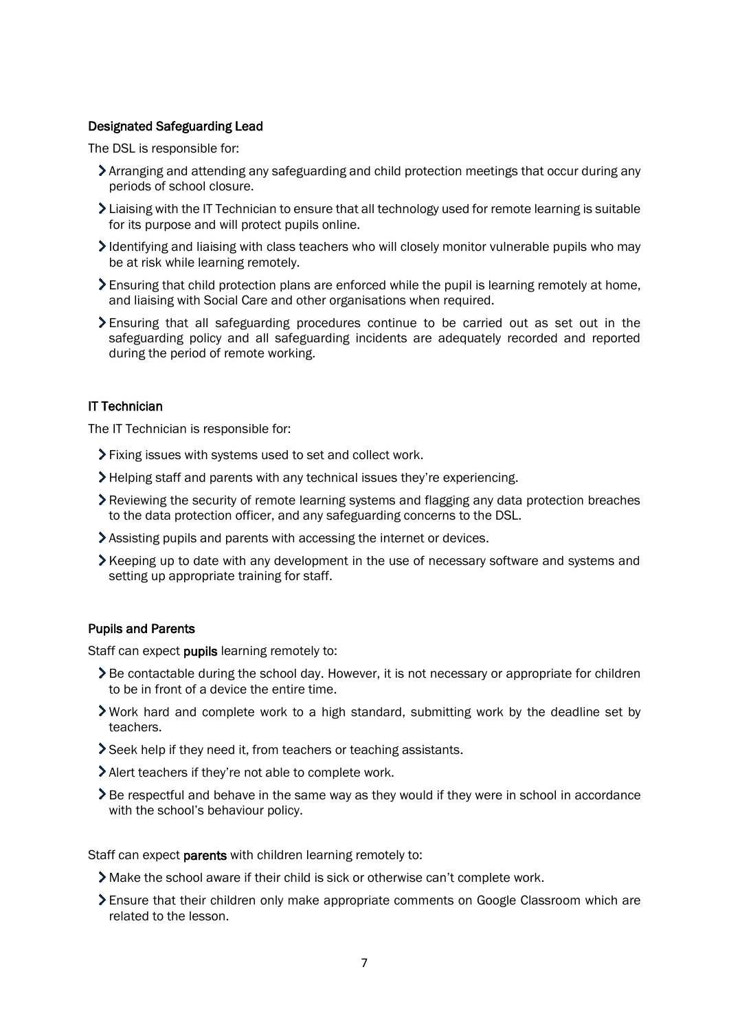### Designated Safeguarding Lead

The DSL is responsible for:

- Arranging and attending any safeguarding and child protection meetings that occur during any periods of school closure.
- Liaising with the IT Technician to ensure that all technology used for remote learning is suitable for its purpose and will protect pupils online.
- Identifying and liaising with class teachers who will closely monitor vulnerable pupils who may be at risk while learning remotely.
- Ensuring that child protection plans are enforced while the pupil is learning remotely at home, and liaising with Social Care and other organisations when required.
- Ensuring that all safeguarding procedures continue to be carried out as set out in the safeguarding policy and all safeguarding incidents are adequately recorded and reported during the period of remote working.

### IT Technician

The IT Technician is responsible for:

- Fixing issues with systems used to set and collect work.
- Helping staff and parents with any technical issues they're experiencing.
- Reviewing the security of remote learning systems and flagging any data protection breaches to the data protection officer, and any safeguarding concerns to the DSL.
- Assisting pupils and parents with accessing the internet or devices.
- Keeping up to date with any development in the use of necessary software and systems and setting up appropriate training for staff.

### Pupils and Parents

Staff can expect **pupils** learning remotely to:

- Be contactable during the school day. However, it is not necessary or appropriate for children to be in front of a device the entire time.
- Work hard and complete work to a high standard, submitting work by the deadline set by teachers.
- Seek help if they need it, from teachers or teaching assistants.
- Alert teachers if they're not able to complete work.
- Be respectful and behave in the same way as they would if they were in school in accordance with the school's behaviour policy.

Staff can expect **parents** with children learning remotely to:

- Make the school aware if their child is sick or otherwise can't complete work.
- Ensure that their children only make appropriate comments on Google Classroom which are related to the lesson.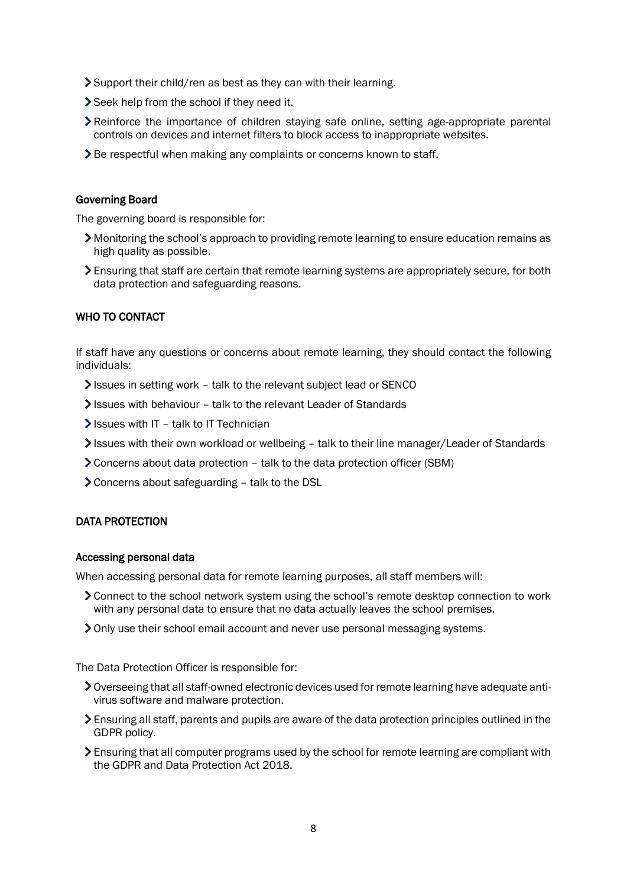- Support their child/ren as best as they can with their learning.
- Seek help from the school if they need it.
- Reinforce the importance of children staying safe online, setting age-appropriate parental controls on devices and internet filters to block access to inappropriate websites.
- Be respectful when making any complaints or concerns known to staff.

### Governing Board

The governing board is responsible for:

- Monitoring the school's approach to providing remote learning to ensure education remains as high quality as possible.
- Ensuring that staff are certain that remote learning systems are appropriately secure, for both data protection and safeguarding reasons.

## WHO TO CONTACT

If staff have any questions or concerns about remote learning, they should contact the following individuals:

- Issues in setting work – talk to the relevant subject lead or SENCO
- Issues with behaviour – talk to the relevant Leader of Standards
- Issues with IT – talk to IT Technician
- Issues with their own workload or wellbeing – talk to their line manager/Leader of Standards
- Concerns about data protection – talk to the data protection officer (SBM)
- Concerns about safeguarding – talk to the DSL

## DATA PROTECTION

### Accessing personal data

When accessing personal data for remote learning purposes, all staff members will:

- Connect to the school network system using the school's remote desktop connection to work with any personal data to ensure that no data actually leaves the school premises.
- Only use their school email account and never use personal messaging systems.

The Data Protection Officer is responsible for:

- Overseeing that all staff-owned electronic devices used for remote learning have adequate anti-virus software and malware protection.
- Ensuring all staff, parents and pupils are aware of the data protection principles outlined in the GDPR policy.
- Ensuring that all computer programs used by the school for remote learning are compliant with the GDPR and Data Protection Act 2018.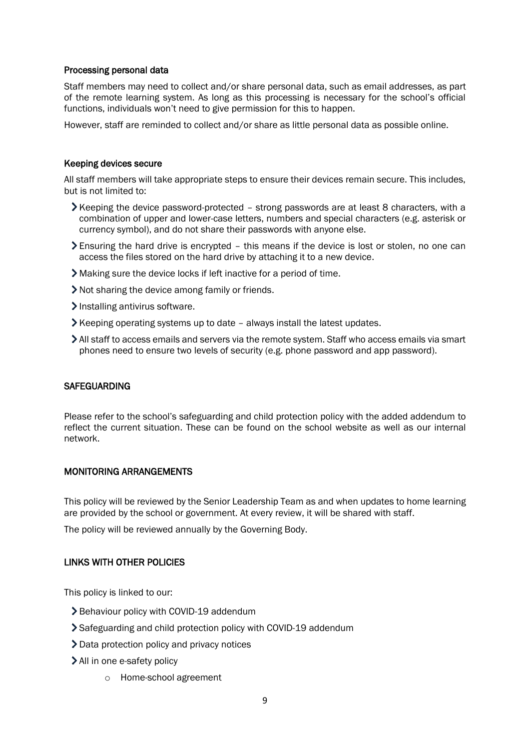### Processing personal data

Staff members may need to collect and/or share personal data, such as email addresses, as part of the remote learning system. As long as this processing is necessary for the school's official functions, individuals won't need to give permission for this to happen.

However, staff are reminded to collect and/or share as little personal data as possible online.

### Keeping devices secure

All staff members will take appropriate steps to ensure their devices remain secure. This includes, but is not limited to:

- Keeping the device password-protected – strong passwords are at least 8 characters, with a combination of upper and lower-case letters, numbers and special characters (e.g. asterisk or currency symbol), and do not share their passwords with anyone else.
- Ensuring the hard drive is encrypted – this means if the device is lost or stolen, no one can access the files stored on the hard drive by attaching it to a new device.
- Making sure the device locks if left inactive for a period of time.
- Not sharing the device among family or friends.
- Installing antivirus software.
- Keeping operating systems up to date – always install the latest updates.
- All staff to access emails and servers via the remote system. Staff who access emails via smart phones need to ensure two levels of security (e.g. phone password and app password).

## SAFEGUARDING

Please refer to the school's safeguarding and child protection policy with the added addendum to reflect the current situation. These can be found on the school website as well as our internal network.

## MONITORING ARRANGEMENTS

This policy will be reviewed by the Senior Leadership Team as and when updates to home learning are provided by the school or government. At every review, it will be shared with staff.

The policy will be reviewed annually by the Governing Body.

## LINKS WITH OTHER POLICIES

This policy is linked to our:

- Behaviour policy with COVID-19 addendum
- Safeguarding and child protection policy with COVID-19 addendum
- Data protection policy and privacy notices
- All in one e-safety policy
  - Home-school agreement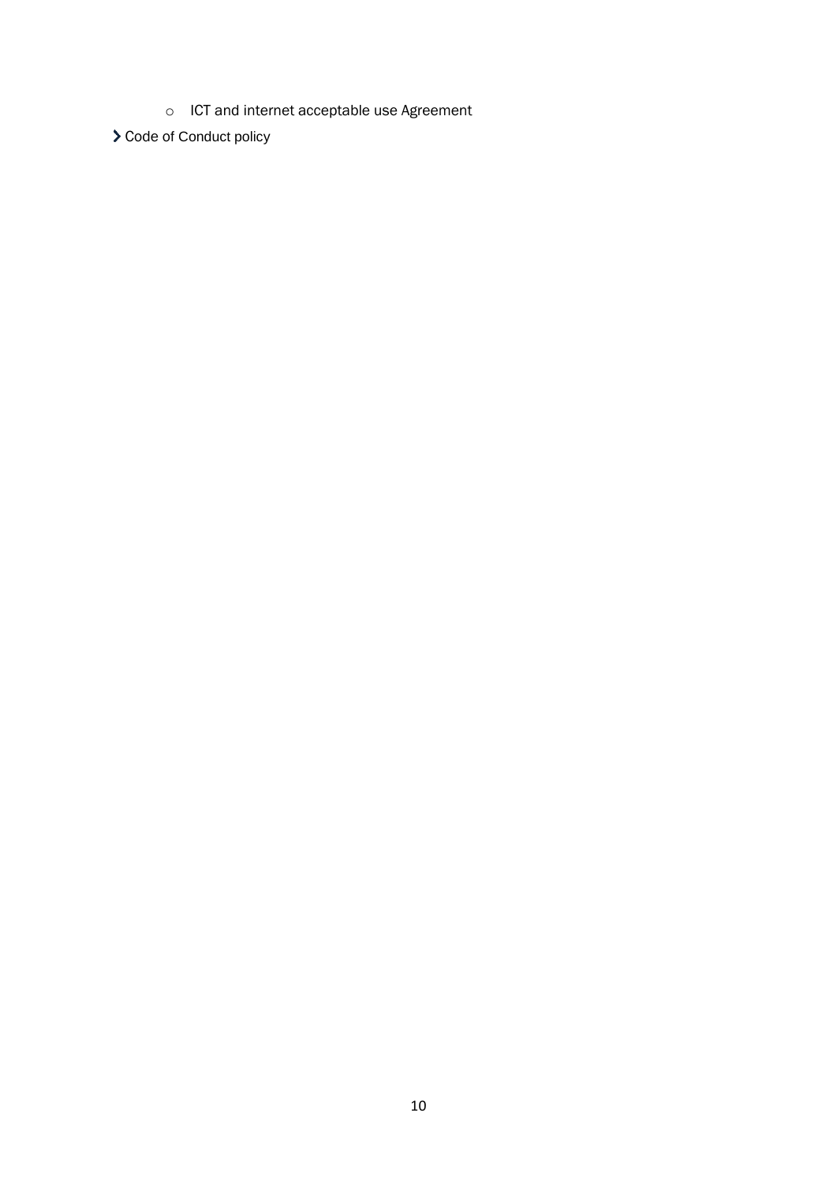- ICT and internet acceptable use Agreement

- Code of Conduct policy